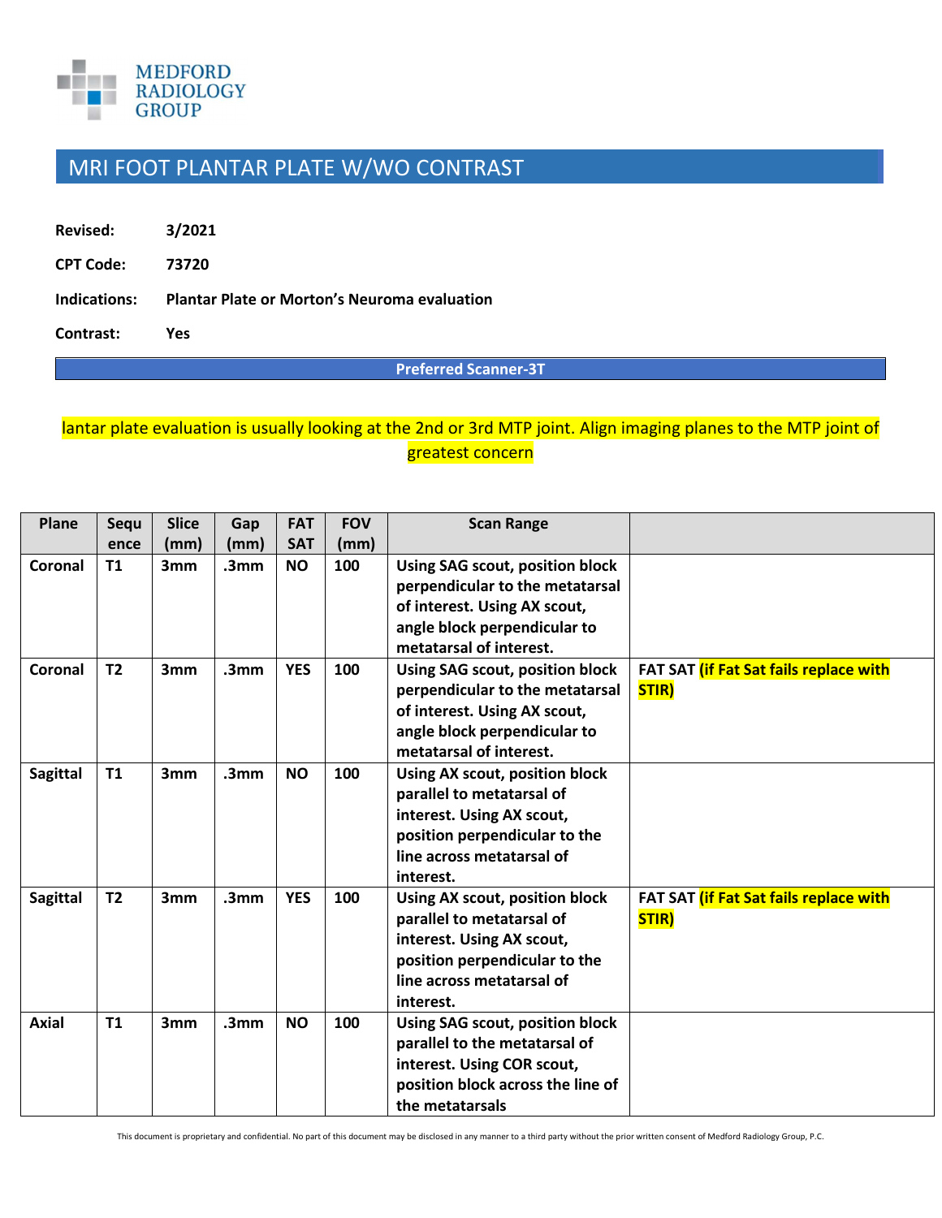MEDFORD RADIOLOGY GROUP

# MRI FOOT PLANTAR PLATE W/WO CONTRAST

**Revised:** 3/2021

**CPT Code:** 73720

**Indications:** Plantar Plate or Morton's Neuroma evaluation

**Contrast:** Yes

**Preferred Scanner-3T**

lantar plate evaluation is usually looking at the 2nd or 3rd MTP joint. Align imaging planes to the MTP joint of greatest concern

| Plane | Sequence | Slice (mm) | Gap (mm) | FAT SAT | FOV (mm) | Scan Range | |
|---|---|---|---|---|---|---|---|
| Coronal | T1 | 3mm | .3mm | NO | 100 | Using SAG scout, position block perpendicular to the metatarsal of interest. Using AX scout, angle block perpendicular to metatarsal of interest. | |
| Coronal | T2 | 3mm | .3mm | YES | 100 | Using SAG scout, position block perpendicular to the metatarsal of interest. Using AX scout, angle block perpendicular to metatarsal of interest. | FAT SAT (if Fat Sat fails replace with STIR) |
| Sagittal | T1 | 3mm | .3mm | NO | 100 | Using AX scout, position block parallel to metatarsal of interest. Using AX scout, position perpendicular to the line across metatarsal of interest. | |
| Sagittal | T2 | 3mm | .3mm | YES | 100 | Using AX scout, position block parallel to metatarsal of interest. Using AX scout, position perpendicular to the line across metatarsal of interest. | FAT SAT (if Fat Sat fails replace with STIR) |
| Axial | T1 | 3mm | .3mm | NO | 100 | Using SAG scout, position block parallel to the metatarsal of interest. Using COR scout, position block across the line of the metatarsals | |

This document is proprietary and confidential. No part of this document may be disclosed in any manner to a third party without the prior written consent of Medford Radiology Group, P.C.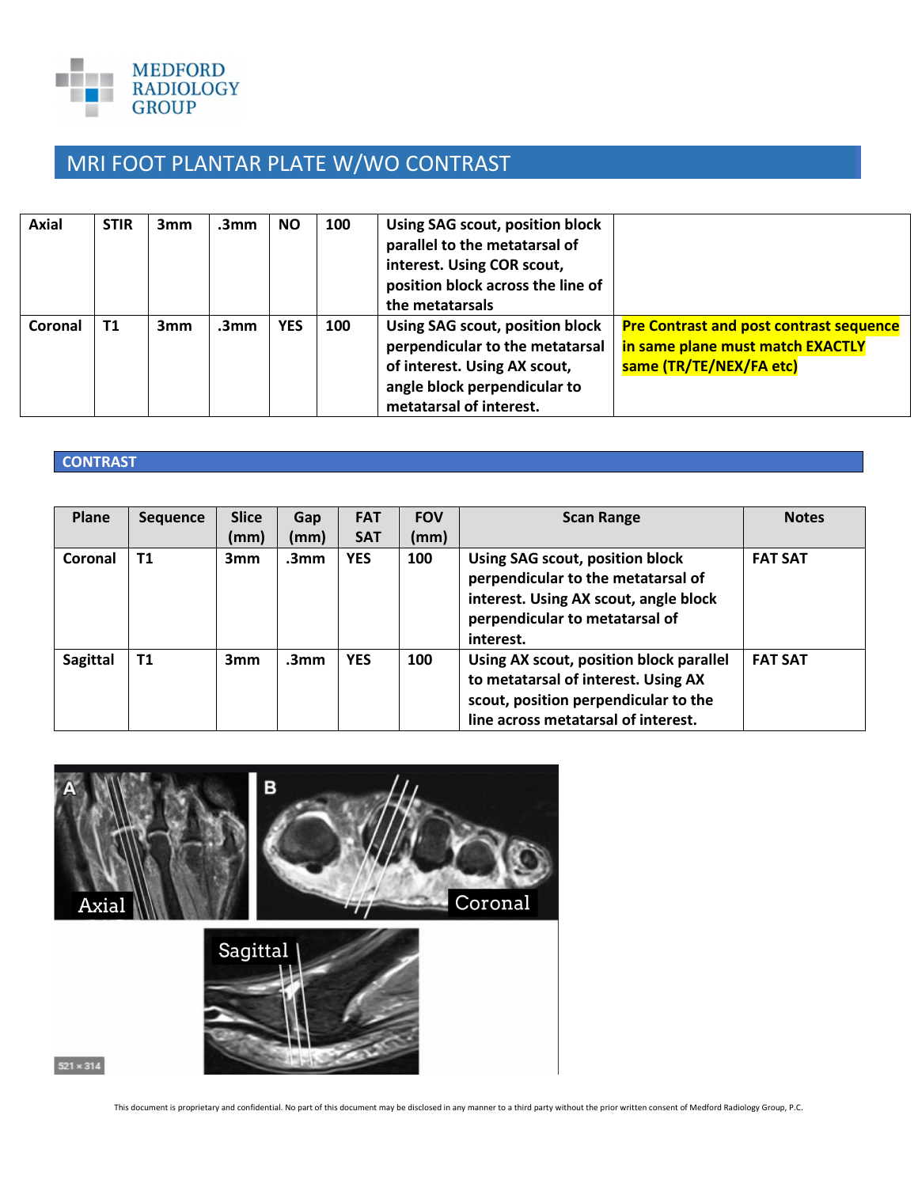# MRI FOOT PLANTAR PLATE W/WO CONTRAST

| Axial | STIR | 3mm | .3mm | NO | 100 | Using SAG scout, position block parallel to the metatarsal of interest. Using COR scout, position block across the line of the metatarsals | |
|---|---|---|---|---|---|---|---|
| Coronal | T1 | 3mm | .3mm | YES | 100 | Using SAG scout, position block perpendicular to the metatarsal of interest. Using AX scout, angle block perpendicular to metatarsal of interest. | **Pre Contrast and post contrast sequence in same plane must match EXACTLY same (TR/TE/NEX/FA etc)** |

## CONTRAST

| Plane | Sequence | Slice (mm) | Gap (mm) | FAT SAT | FOV (mm) | Scan Range | Notes |
|---|---|---|---|---|---|---|---|
| Coronal | T1 | 3mm | .3mm | YES | 100 | Using SAG scout, position block perpendicular to the metatarsal of interest. Using AX scout, angle block perpendicular to metatarsal of interest. | FAT SAT |
| Sagittal | T1 | 3mm | .3mm | YES | 100 | Using AX scout, position block parallel to metatarsal of interest. Using AX scout, position perpendicular to the line across metatarsal of interest. | FAT SAT |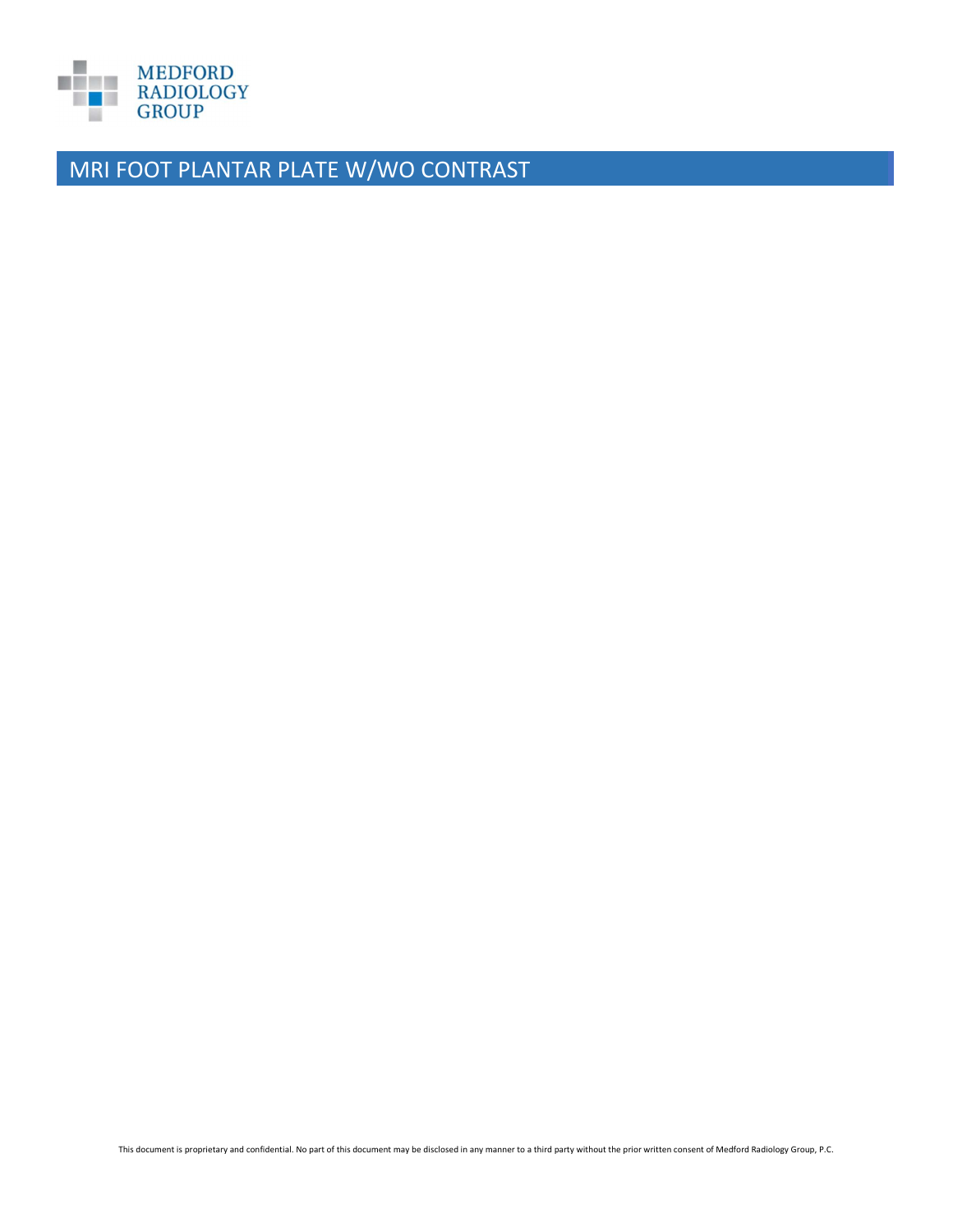# MRI FOOT PLANTAR PLATE W/WO CONTRAST

This document is proprietary and confidential. No part of this document may be disclosed in any manner to a third party without the prior written consent of Medford Radiology Group, P.C.